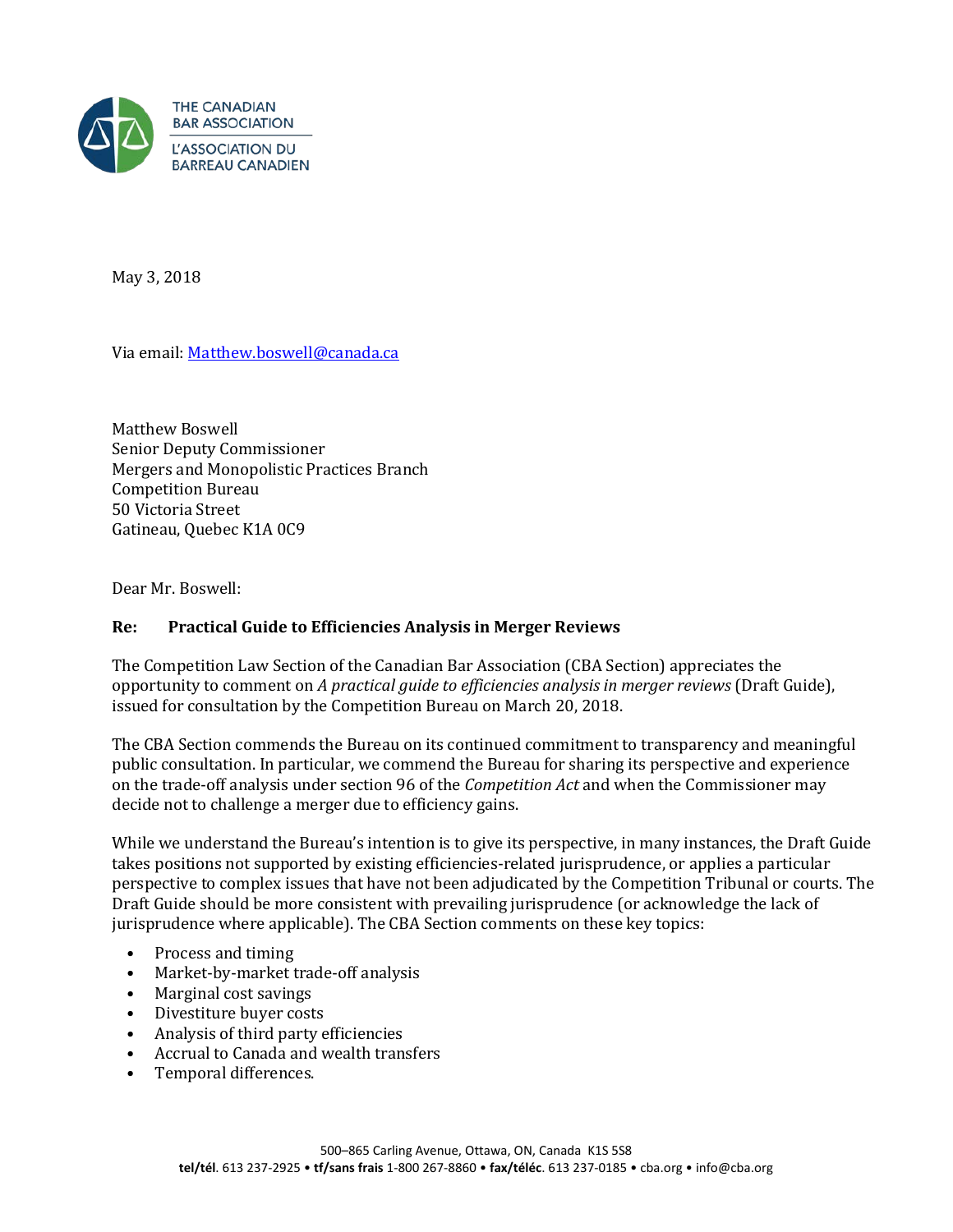THE CANADIAN BAR ASSOCIATION

L'ASSOCIATION DU BARREAU CANADIEN

May 3, 2018

Via email: Matthew.boswell@canada.ca

Matthew Boswell
Senior Deputy Commissioner
Mergers and Monopolistic Practices Branch
Competition Bureau
50 Victoria Street
Gatineau, Quebec K1A 0C9

Dear Mr. Boswell:

**Re: Practical Guide to Efficiencies Analysis in Merger Reviews**

The Competition Law Section of the Canadian Bar Association (CBA Section) appreciates the opportunity to comment on *A practical guide to efficiencies analysis in merger reviews* (Draft Guide), issued for consultation by the Competition Bureau on March 20, 2018.

The CBA Section commends the Bureau on its continued commitment to transparency and meaningful public consultation. In particular, we commend the Bureau for sharing its perspective and experience on the trade-off analysis under section 96 of the *Competition Act* and when the Commissioner may decide not to challenge a merger due to efficiency gains.

While we understand the Bureau's intention is to give its perspective, in many instances, the Draft Guide takes positions not supported by existing efficiencies-related jurisprudence, or applies a particular perspective to complex issues that have not been adjudicated by the Competition Tribunal or courts. The Draft Guide should be more consistent with prevailing jurisprudence (or acknowledge the lack of jurisprudence where applicable). The CBA Section comments on these key topics:

- Process and timing
- Market-by-market trade-off analysis
- Marginal cost savings
- Divestiture buyer costs
- Analysis of third party efficiencies
- Accrual to Canada and wealth transfers
- Temporal differences.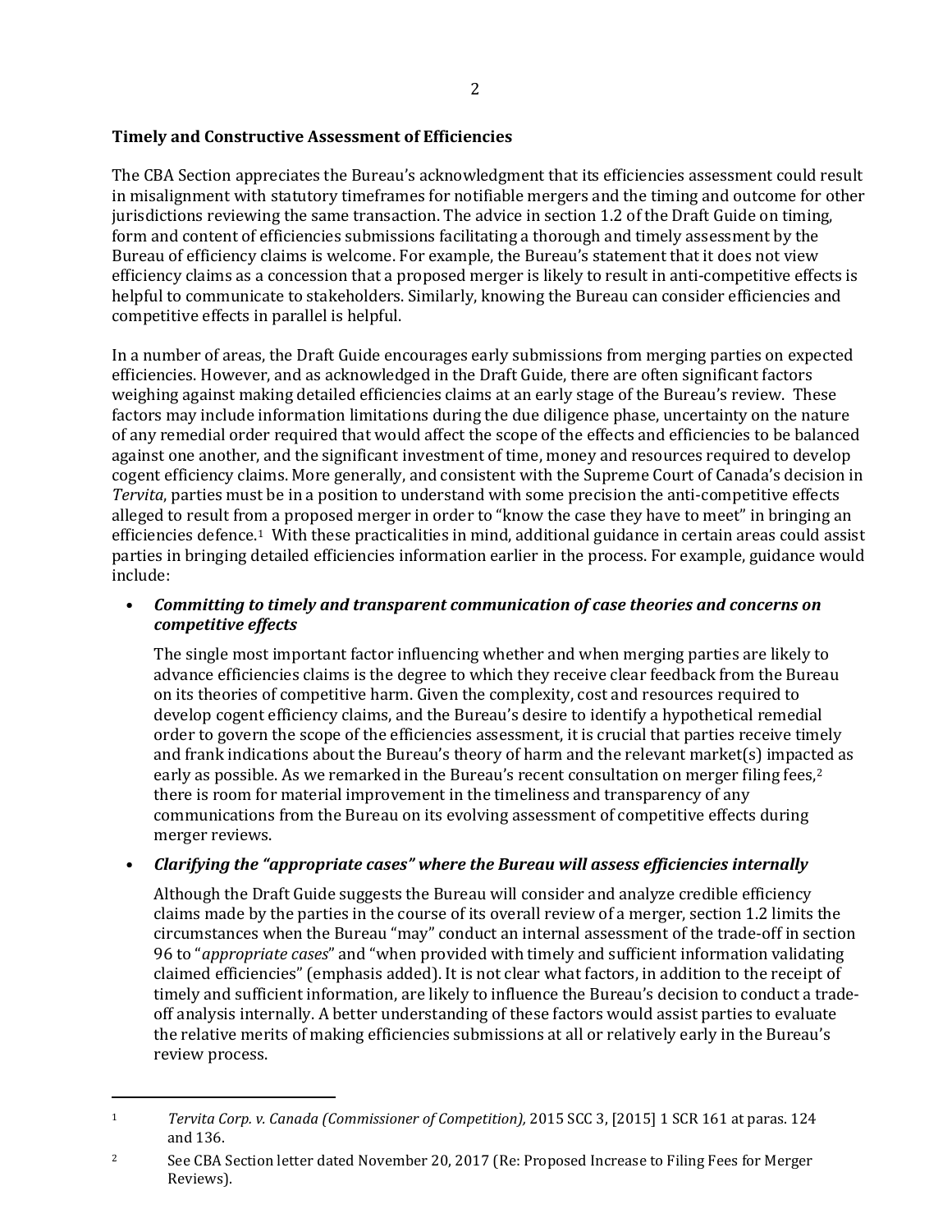**Timely and Constructive Assessment of Efficiencies**

The CBA Section appreciates the Bureau's acknowledgment that its efficiencies assessment could result in misalignment with statutory timeframes for notifiable mergers and the timing and outcome for other jurisdictions reviewing the same transaction. The advice in section 1.2 of the Draft Guide on timing, form and content of efficiencies submissions facilitating a thorough and timely assessment by the Bureau of efficiency claims is welcome. For example, the Bureau's statement that it does not view efficiency claims as a concession that a proposed merger is likely to result in anti-competitive effects is helpful to communicate to stakeholders. Similarly, knowing the Bureau can consider efficiencies and competitive effects in parallel is helpful.

In a number of areas, the Draft Guide encourages early submissions from merging parties on expected efficiencies. However, and as acknowledged in the Draft Guide, there are often significant factors weighing against making detailed efficiencies claims at an early stage of the Bureau's review. These factors may include information limitations during the due diligence phase, uncertainty on the nature of any remedial order required that would affect the scope of the effects and efficiencies to be balanced against one another, and the significant investment of time, money and resources required to develop cogent efficiency claims. More generally, and consistent with the Supreme Court of Canada's decision in *Tervita*, parties must be in a position to understand with some precision the anti-competitive effects alleged to result from a proposed merger in order to "know the case they have to meet" in bringing an efficiencies defence.[1] With these practicalities in mind, additional guidance in certain areas could assist parties in bringing detailed efficiencies information earlier in the process. For example, guidance would include:

- ***Committing to timely and transparent communication of case theories and concerns on competitive effects***

  The single most important factor influencing whether and when merging parties are likely to advance efficiencies claims is the degree to which they receive clear feedback from the Bureau on its theories of competitive harm. Given the complexity, cost and resources required to develop cogent efficiency claims, and the Bureau's desire to identify a hypothetical remedial order to govern the scope of the efficiencies assessment, it is crucial that parties receive timely and frank indications about the Bureau's theory of harm and the relevant market(s) impacted as early as possible. As we remarked in the Bureau's recent consultation on merger filing fees,[2] there is room for material improvement in the timeliness and transparency of any communications from the Bureau on its evolving assessment of competitive effects during merger reviews.

- ***Clarifying the "appropriate cases" where the Bureau will assess efficiencies internally***

  Although the Draft Guide suggests the Bureau will consider and analyze credible efficiency claims made by the parties in the course of its overall review of a merger, section 1.2 limits the circumstances when the Bureau "may" conduct an internal assessment of the trade-off in section 96 to "*appropriate cases*" and "when provided with timely and sufficient information validating claimed efficiencies" (emphasis added). It is not clear what factors, in addition to the receipt of timely and sufficient information, are likely to influence the Bureau's decision to conduct a trade-off analysis internally. A better understanding of these factors would assist parties to evaluate the relative merits of making efficiencies submissions at all or relatively early in the Bureau's review process.

---

[1] *Tervita Corp. v. Canada (Commissioner of Competition),* 2015 SCC 3, [2015] 1 SCR 161 at paras. 124 and 136.

[2] See CBA Section letter dated November 20, 2017 (Re: Proposed Increase to Filing Fees for Merger Reviews).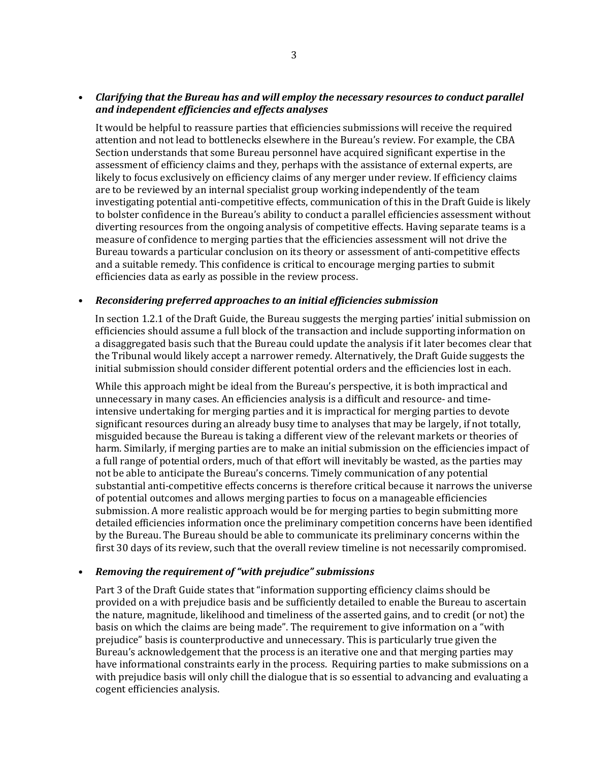- ***Clarifying that the Bureau has and will employ the necessary resources to conduct parallel and independent efficiencies and effects analyses***

  It would be helpful to reassure parties that efficiencies submissions will receive the required attention and not lead to bottlenecks elsewhere in the Bureau's review. For example, the CBA Section understands that some Bureau personnel have acquired significant expertise in the assessment of efficiency claims and they, perhaps with the assistance of external experts, are likely to focus exclusively on efficiency claims of any merger under review. If efficiency claims are to be reviewed by an internal specialist group working independently of the team investigating potential anti-competitive effects, communication of this in the Draft Guide is likely to bolster confidence in the Bureau's ability to conduct a parallel efficiencies assessment without diverting resources from the ongoing analysis of competitive effects. Having separate teams is a measure of confidence to merging parties that the efficiencies assessment will not drive the Bureau towards a particular conclusion on its theory or assessment of anti-competitive effects and a suitable remedy. This confidence is critical to encourage merging parties to submit efficiencies data as early as possible in the review process.

- ***Reconsidering preferred approaches to an initial efficiencies submission***

  In section 1.2.1 of the Draft Guide, the Bureau suggests the merging parties' initial submission on efficiencies should assume a full block of the transaction and include supporting information on a disaggregated basis such that the Bureau could update the analysis if it later becomes clear that the Tribunal would likely accept a narrower remedy. Alternatively, the Draft Guide suggests the initial submission should consider different potential orders and the efficiencies lost in each.

  While this approach might be ideal from the Bureau's perspective, it is both impractical and unnecessary in many cases. An efficiencies analysis is a difficult and resource- and time-intensive undertaking for merging parties and it is impractical for merging parties to devote significant resources during an already busy time to analyses that may be largely, if not totally, misguided because the Bureau is taking a different view of the relevant markets or theories of harm. Similarly, if merging parties are to make an initial submission on the efficiencies impact of a full range of potential orders, much of that effort will inevitably be wasted, as the parties may not be able to anticipate the Bureau's concerns. Timely communication of any potential substantial anti-competitive effects concerns is therefore critical because it narrows the universe of potential outcomes and allows merging parties to focus on a manageable efficiencies submission. A more realistic approach would be for merging parties to begin submitting more detailed efficiencies information once the preliminary competition concerns have been identified by the Bureau. The Bureau should be able to communicate its preliminary concerns within the first 30 days of its review, such that the overall review timeline is not necessarily compromised.

- ***Removing the requirement of "with prejudice" submissions***

  Part 3 of the Draft Guide states that "information supporting efficiency claims should be provided on a with prejudice basis and be sufficiently detailed to enable the Bureau to ascertain the nature, magnitude, likelihood and timeliness of the asserted gains, and to credit (or not) the basis on which the claims are being made". The requirement to give information on a "with prejudice" basis is counterproductive and unnecessary. This is particularly true given the Bureau's acknowledgement that the process is an iterative one and that merging parties may have informational constraints early in the process. Requiring parties to make submissions on a with prejudice basis will only chill the dialogue that is so essential to advancing and evaluating a cogent efficiencies analysis.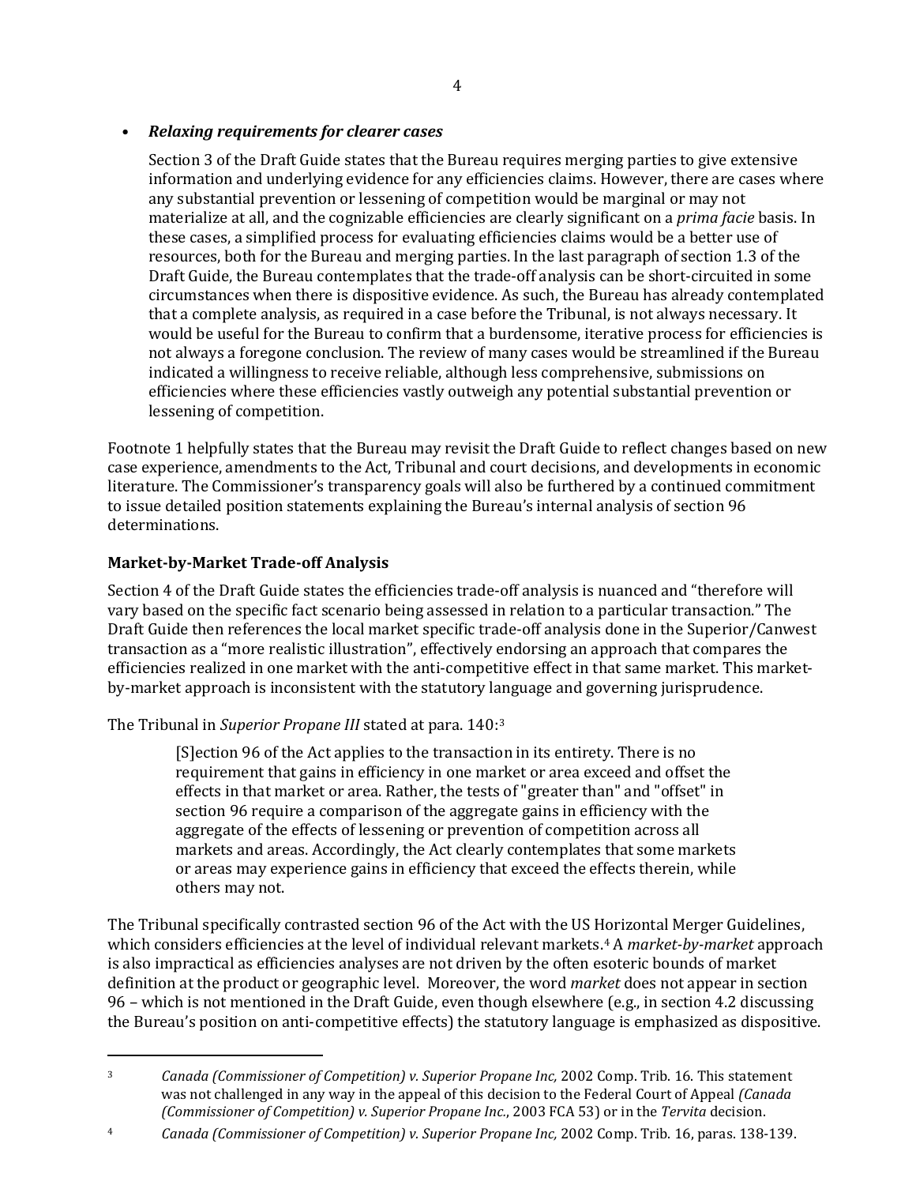- ***Relaxing requirements for clearer cases***

  Section 3 of the Draft Guide states that the Bureau requires merging parties to give extensive information and underlying evidence for any efficiencies claims. However, there are cases where any substantial prevention or lessening of competition would be marginal or may not materialize at all, and the cognizable efficiencies are clearly significant on a *prima facie* basis. In these cases, a simplified process for evaluating efficiencies claims would be a better use of resources, both for the Bureau and merging parties. In the last paragraph of section 1.3 of the Draft Guide, the Bureau contemplates that the trade-off analysis can be short-circuited in some circumstances when there is dispositive evidence. As such, the Bureau has already contemplated that a complete analysis, as required in a case before the Tribunal, is not always necessary. It would be useful for the Bureau to confirm that a burdensome, iterative process for efficiencies is not always a foregone conclusion. The review of many cases would be streamlined if the Bureau indicated a willingness to receive reliable, although less comprehensive, submissions on efficiencies where these efficiencies vastly outweigh any potential substantial prevention or lessening of competition.

Footnote 1 helpfully states that the Bureau may revisit the Draft Guide to reflect changes based on new case experience, amendments to the Act, Tribunal and court decisions, and developments in economic literature. The Commissioner's transparency goals will also be furthered by a continued commitment to issue detailed position statements explaining the Bureau's internal analysis of section 96 determinations.

**Market-by-Market Trade-off Analysis**

Section 4 of the Draft Guide states the efficiencies trade-off analysis is nuanced and "therefore will vary based on the specific fact scenario being assessed in relation to a particular transaction." The Draft Guide then references the local market specific trade-off analysis done in the Superior/Canwest transaction as a "more realistic illustration", effectively endorsing an approach that compares the efficiencies realized in one market with the anti-competitive effect in that same market. This market-by-market approach is inconsistent with the statutory language and governing jurisprudence.

The Tribunal in *Superior Propane III* stated at para. 140:[3]

> [S]ection 96 of the Act applies to the transaction in its entirety. There is no requirement that gains in efficiency in one market or area exceed and offset the effects in that market or area. Rather, the tests of "greater than" and "offset" in section 96 require a comparison of the aggregate gains in efficiency with the aggregate of the effects of lessening or prevention of competition across all markets and areas. Accordingly, the Act clearly contemplates that some markets or areas may experience gains in efficiency that exceed the effects therein, while others may not.

The Tribunal specifically contrasted section 96 of the Act with the US Horizontal Merger Guidelines, which considers efficiencies at the level of individual relevant markets.[4] A *market-by-market* approach is also impractical as efficiencies analyses are not driven by the often esoteric bounds of market definition at the product or geographic level. Moreover, the word *market* does not appear in section 96 – which is not mentioned in the Draft Guide, even though elsewhere (e.g., in section 4.2 discussing the Bureau's position on anti-competitive effects) the statutory language is emphasized as dispositive.

---

[3] *Canada (Commissioner of Competition) v. Superior Propane Inc,* 2002 Comp. Trib. 16. This statement was not challenged in any way in the appeal of this decision to the Federal Court of Appeal *(Canada (Commissioner of Competition) v. Superior Propane Inc.*, 2003 FCA 53) or in the *Tervita* decision.

[4] *Canada (Commissioner of Competition) v. Superior Propane Inc,* 2002 Comp. Trib. 16, paras. 138-139.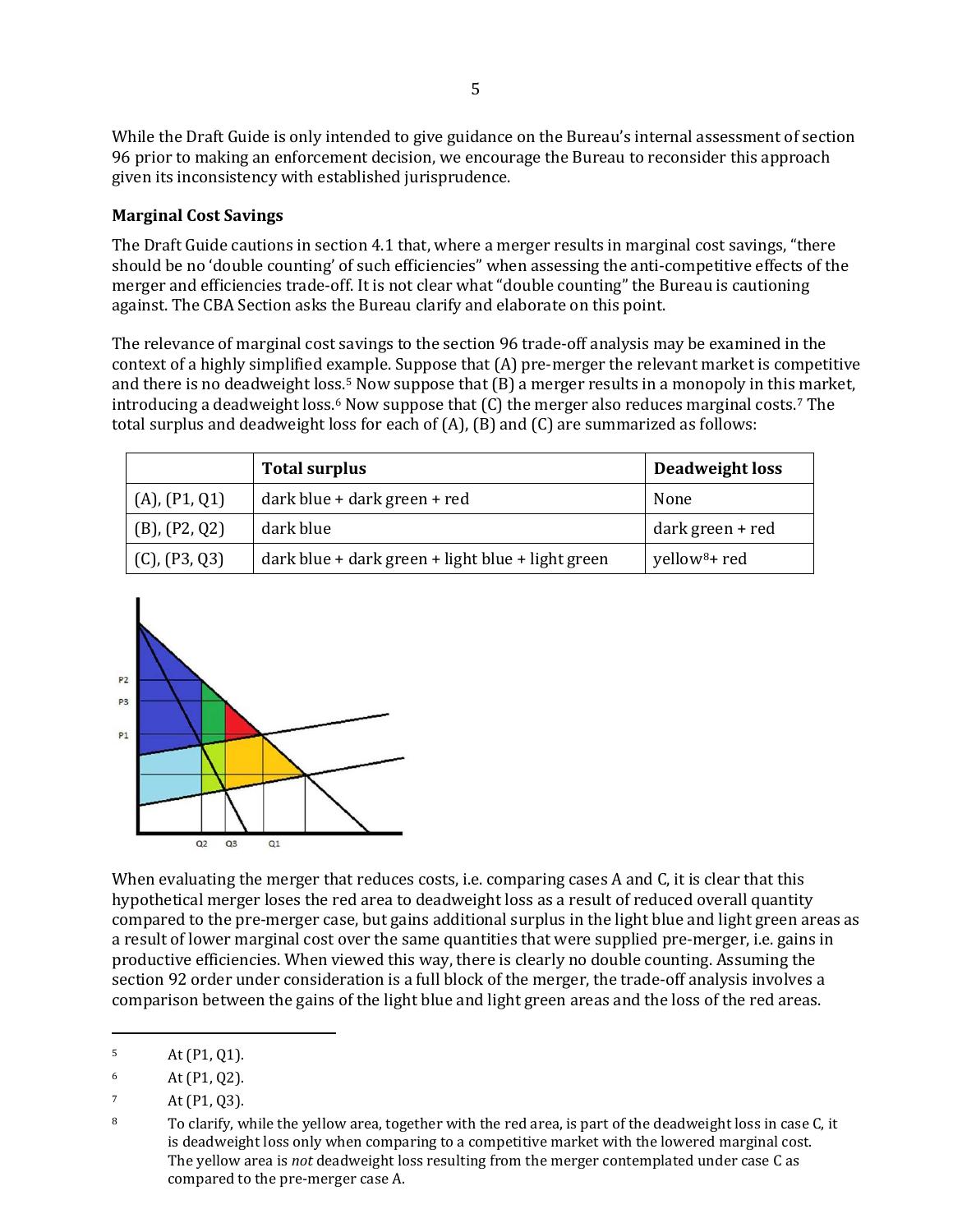While the Draft Guide is only intended to give guidance on the Bureau's internal assessment of section 96 prior to making an enforcement decision, we encourage the Bureau to reconsider this approach given its inconsistency with established jurisprudence.

**Marginal Cost Savings**

The Draft Guide cautions in section 4.1 that, where a merger results in marginal cost savings, "there should be no 'double counting' of such efficiencies" when assessing the anti-competitive effects of the merger and efficiencies trade-off. It is not clear what "double counting" the Bureau is cautioning against. The CBA Section asks the Bureau clarify and elaborate on this point.

The relevance of marginal cost savings to the section 96 trade-off analysis may be examined in the context of a highly simplified example. Suppose that (A) pre-merger the relevant market is competitive and there is no deadweight loss.[5] Now suppose that (B) a merger results in a monopoly in this market, introducing a deadweight loss.[6] Now suppose that (C) the merger also reduces marginal costs.[7] The total surplus and deadweight loss for each of (A), (B) and (C) are summarized as follows:

| | Total surplus | Deadweight loss |
|---|---|---|
| (A), (P1, Q1) | dark blue + dark green + red | None |
| (B), (P2, Q2) | dark blue | dark green + red |
| (C), (P3, Q3) | dark blue + dark green + light blue + light green | yellow[8]+ red |

When evaluating the merger that reduces costs, i.e. comparing cases A and C, it is clear that this hypothetical merger loses the red area to deadweight loss as a result of reduced overall quantity compared to the pre-merger case, but gains additional surplus in the light blue and light green areas as a result of lower marginal cost over the same quantities that were supplied pre-merger, i.e. gains in productive efficiencies. When viewed this way, there is clearly no double counting. Assuming the section 92 order under consideration is a full block of the merger, the trade-off analysis involves a comparison between the gains of the light blue and light green areas and the loss of the red areas.

---

[5] At (P1, Q1).

[6] At (P1, Q2).

[7] At (P1, Q3).

[8] To clarify, while the yellow area, together with the red area, is part of the deadweight loss in case C, it is deadweight loss only when comparing to a competitive market with the lowered marginal cost. The yellow area is *not* deadweight loss resulting from the merger contemplated under case C as compared to the pre-merger case A.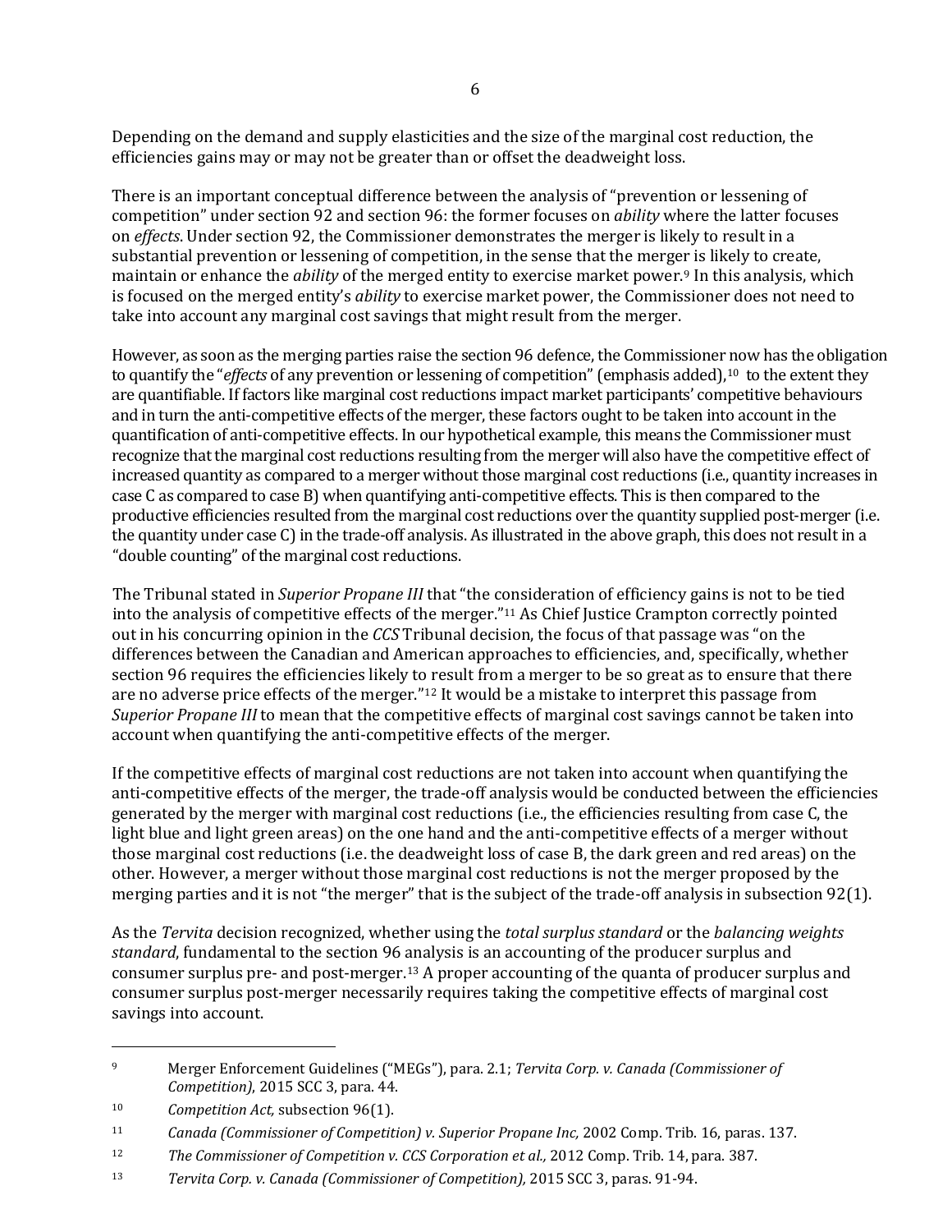Depending on the demand and supply elasticities and the size of the marginal cost reduction, the efficiencies gains may or may not be greater than or offset the deadweight loss.

There is an important conceptual difference between the analysis of "prevention or lessening of competition" under section 92 and section 96: the former focuses on *ability* where the latter focuses on *effects*. Under section 92, the Commissioner demonstrates the merger is likely to result in a substantial prevention or lessening of competition, in the sense that the merger is likely to create, maintain or enhance the *ability* of the merged entity to exercise market power.[9] In this analysis, which is focused on the merged entity's *ability* to exercise market power, the Commissioner does not need to take into account any marginal cost savings that might result from the merger.

However, as soon as the merging parties raise the section 96 defence, the Commissioner now has the obligation to quantify the "*effects* of any prevention or lessening of competition" (emphasis added),[10] to the extent they are quantifiable. If factors like marginal cost reductions impact market participants' competitive behaviours and in turn the anti-competitive effects of the merger, these factors ought to be taken into account in the quantification of anti-competitive effects. In our hypothetical example, this means the Commissioner must recognize that the marginal cost reductions resulting from the merger will also have the competitive effect of increased quantity as compared to a merger without those marginal cost reductions (i.e., quantity increases in case C as compared to case B) when quantifying anti-competitive effects. This is then compared to the productive efficiencies resulted from the marginal cost reductions over the quantity supplied post-merger (i.e. the quantity under case C) in the trade-off analysis. As illustrated in the above graph, this does not result in a "double counting" of the marginal cost reductions.

The Tribunal stated in *Superior Propane III* that "the consideration of efficiency gains is not to be tied into the analysis of competitive effects of the merger."[11] As Chief Justice Crampton correctly pointed out in his concurring opinion in the *CCS* Tribunal decision, the focus of that passage was "on the differences between the Canadian and American approaches to efficiencies, and, specifically, whether section 96 requires the efficiencies likely to result from a merger to be so great as to ensure that there are no adverse price effects of the merger."[12] It would be a mistake to interpret this passage from *Superior Propane III* to mean that the competitive effects of marginal cost savings cannot be taken into account when quantifying the anti-competitive effects of the merger.

If the competitive effects of marginal cost reductions are not taken into account when quantifying the anti-competitive effects of the merger, the trade-off analysis would be conducted between the efficiencies generated by the merger with marginal cost reductions (i.e., the efficiencies resulting from case C, the light blue and light green areas) on the one hand and the anti-competitive effects of a merger without those marginal cost reductions (i.e. the deadweight loss of case B, the dark green and red areas) on the other. However, a merger without those marginal cost reductions is not the merger proposed by the merging parties and it is not "the merger" that is the subject of the trade-off analysis in subsection 92(1).

As the *Tervita* decision recognized, whether using the *total surplus standard* or the *balancing weights standard*, fundamental to the section 96 analysis is an accounting of the producer surplus and consumer surplus pre- and post-merger.[13] A proper accounting of the quanta of producer surplus and consumer surplus post-merger necessarily requires taking the competitive effects of marginal cost savings into account.

---

[9] Merger Enforcement Guidelines ("MEGs"), para. 2.1; *Tervita Corp. v. Canada (Commissioner of Competition)*, 2015 SCC 3, para. 44.

[10] *Competition Act,* subsection 96(1).

[11] *Canada (Commissioner of Competition) v. Superior Propane Inc,* 2002 Comp. Trib. 16, paras. 137.

[12] *The Commissioner of Competition v. CCS Corporation et al.,* 2012 Comp. Trib. 14, para. 387.

[13] *Tervita Corp. v. Canada (Commissioner of Competition),* 2015 SCC 3, paras. 91-94.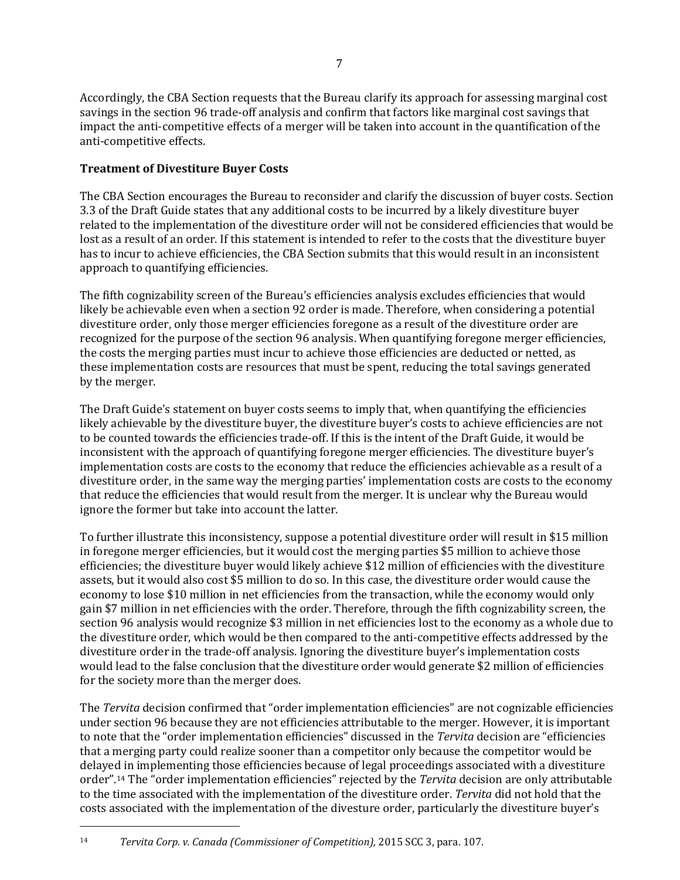Accordingly, the CBA Section requests that the Bureau clarify its approach for assessing marginal cost savings in the section 96 trade-off analysis and confirm that factors like marginal cost savings that impact the anti-competitive effects of a merger will be taken into account in the quantification of the anti-competitive effects.

## Treatment of Divestiture Buyer Costs

The CBA Section encourages the Bureau to reconsider and clarify the discussion of buyer costs. Section 3.3 of the Draft Guide states that any additional costs to be incurred by a likely divestiture buyer related to the implementation of the divestiture order will not be considered efficiencies that would be lost as a result of an order. If this statement is intended to refer to the costs that the divestiture buyer has to incur to achieve efficiencies, the CBA Section submits that this would result in an inconsistent approach to quantifying efficiencies.

The fifth cognizability screen of the Bureau's efficiencies analysis excludes efficiencies that would likely be achievable even when a section 92 order is made. Therefore, when considering a potential divestiture order, only those merger efficiencies foregone as a result of the divestiture order are recognized for the purpose of the section 96 analysis. When quantifying foregone merger efficiencies, the costs the merging parties must incur to achieve those efficiencies are deducted or netted, as these implementation costs are resources that must be spent, reducing the total savings generated by the merger.

The Draft Guide's statement on buyer costs seems to imply that, when quantifying the efficiencies likely achievable by the divestiture buyer, the divestiture buyer's costs to achieve efficiencies are not to be counted towards the efficiencies trade-off. If this is the intent of the Draft Guide, it would be inconsistent with the approach of quantifying foregone merger efficiencies. The divestiture buyer's implementation costs are costs to the economy that reduce the efficiencies achievable as a result of a divestiture order, in the same way the merging parties' implementation costs are costs to the economy that reduce the efficiencies that would result from the merger. It is unclear why the Bureau would ignore the former but take into account the latter.

To further illustrate this inconsistency, suppose a potential divestiture order will result in $15 million in foregone merger efficiencies, but it would cost the merging parties $5 million to achieve those efficiencies; the divestiture buyer would likely achieve $12 million of efficiencies with the divestiture assets, but it would also cost $5 million to do so. In this case, the divestiture order would cause the economy to lose $10 million in net efficiencies from the transaction, while the economy would only gain $7 million in net efficiencies with the order. Therefore, through the fifth cognizability screen, the section 96 analysis would recognize $3 million in net efficiencies lost to the economy as a whole due to the divestiture order, which would be then compared to the anti-competitive effects addressed by the divestiture order in the trade-off analysis. Ignoring the divestiture buyer's implementation costs would lead to the false conclusion that the divestiture order would generate $2 million of efficiencies for the society more than the merger does.

The *Tervita* decision confirmed that "order implementation efficiencies" are not cognizable efficiencies under section 96 because they are not efficiencies attributable to the merger. However, it is important to note that the "order implementation efficiencies" discussed in the *Tervita* decision are "efficiencies that a merging party could realize sooner than a competitor only because the competitor would be delayed in implementing those efficiencies because of legal proceedings associated with a divestiture order".[14] The "order implementation efficiencies" rejected by the *Tervita* decision are only attributable to the time associated with the implementation of the divestiture order. *Tervita* did not hold that the costs associated with the implementation of the divesture order, particularly the divestiture buyer's

---

[14] *Tervita Corp. v. Canada (Commissioner of Competition)*, 2015 SCC 3, para. 107.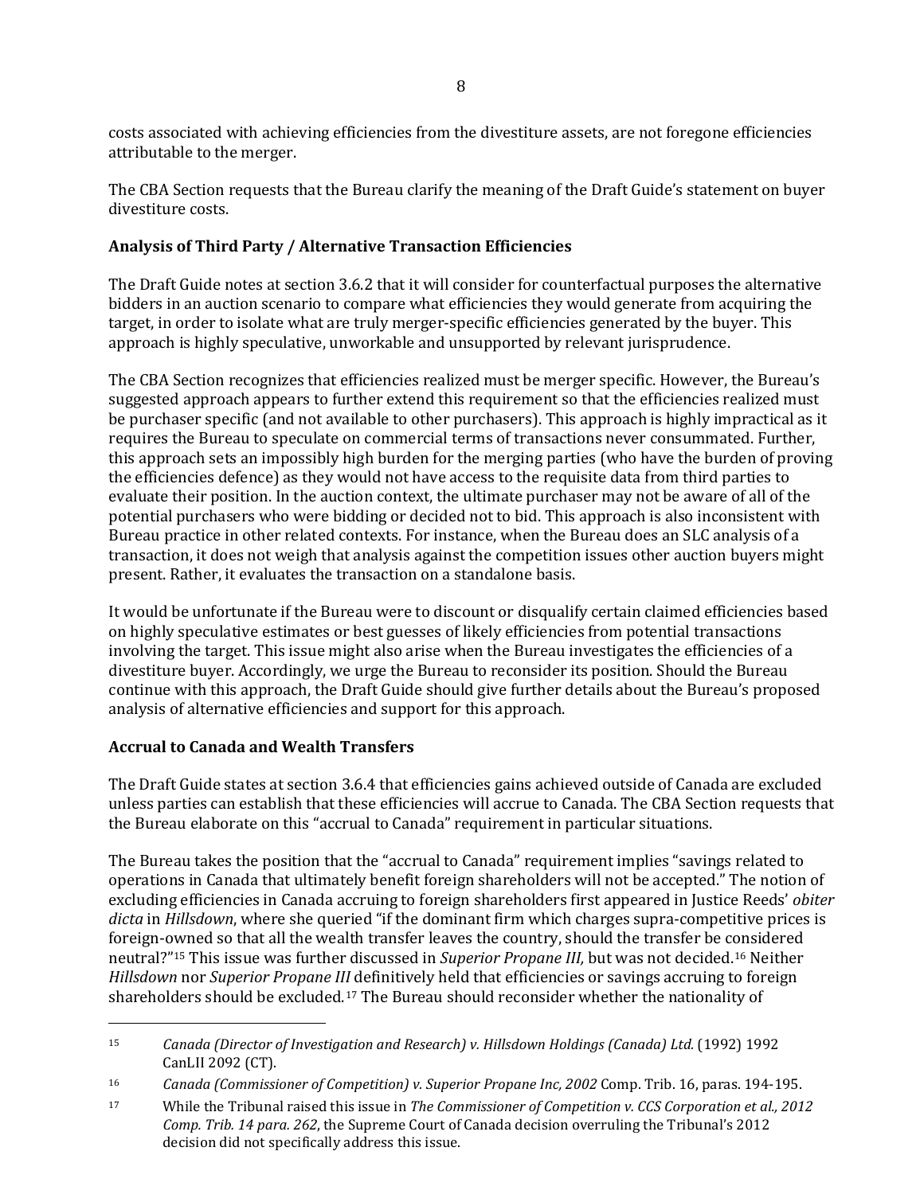costs associated with achieving efficiencies from the divestiture assets, are not foregone efficiencies attributable to the merger.

The CBA Section requests that the Bureau clarify the meaning of the Draft Guide's statement on buyer divestiture costs.

**Analysis of Third Party / Alternative Transaction Efficiencies**

The Draft Guide notes at section 3.6.2 that it will consider for counterfactual purposes the alternative bidders in an auction scenario to compare what efficiencies they would generate from acquiring the target, in order to isolate what are truly merger-specific efficiencies generated by the buyer. This approach is highly speculative, unworkable and unsupported by relevant jurisprudence.

The CBA Section recognizes that efficiencies realized must be merger specific. However, the Bureau's suggested approach appears to further extend this requirement so that the efficiencies realized must be purchaser specific (and not available to other purchasers). This approach is highly impractical as it requires the Bureau to speculate on commercial terms of transactions never consummated. Further, this approach sets an impossibly high burden for the merging parties (who have the burden of proving the efficiencies defence) as they would not have access to the requisite data from third parties to evaluate their position. In the auction context, the ultimate purchaser may not be aware of all of the potential purchasers who were bidding or decided not to bid. This approach is also inconsistent with Bureau practice in other related contexts. For instance, when the Bureau does an SLC analysis of a transaction, it does not weigh that analysis against the competition issues other auction buyers might present. Rather, it evaluates the transaction on a standalone basis.

It would be unfortunate if the Bureau were to discount or disqualify certain claimed efficiencies based on highly speculative estimates or best guesses of likely efficiencies from potential transactions involving the target. This issue might also arise when the Bureau investigates the efficiencies of a divestiture buyer. Accordingly, we urge the Bureau to reconsider its position. Should the Bureau continue with this approach, the Draft Guide should give further details about the Bureau's proposed analysis of alternative efficiencies and support for this approach.

**Accrual to Canada and Wealth Transfers**

The Draft Guide states at section 3.6.4 that efficiencies gains achieved outside of Canada are excluded unless parties can establish that these efficiencies will accrue to Canada. The CBA Section requests that the Bureau elaborate on this "accrual to Canada" requirement in particular situations.

The Bureau takes the position that the "accrual to Canada" requirement implies "savings related to operations in Canada that ultimately benefit foreign shareholders will not be accepted." The notion of excluding efficiencies in Canada accruing to foreign shareholders first appeared in Justice Reeds' *obiter dicta* in *Hillsdown*, where she queried "if the dominant firm which charges supra-competitive prices is foreign-owned so that all the wealth transfer leaves the country, should the transfer be considered neutral?"[15] This issue was further discussed in *Superior Propane III,* but was not decided.[16] Neither *Hillsdown* nor *Superior Propane III* definitively held that efficiencies or savings accruing to foreign shareholders should be excluded.[17] The Bureau should reconsider whether the nationality of

---

[15] *Canada (Director of Investigation and Research) v. Hillsdown Holdings (Canada) Ltd.* (1992) 1992 CanLII 2092 (CT).

[16] *Canada (Commissioner of Competition) v. Superior Propane Inc, 2002* Comp. Trib. 16, paras. 194-195.

[17] While the Tribunal raised this issue in *The Commissioner of Competition v. CCS Corporation et al., 2012 Comp. Trib. 14 para. 262*, the Supreme Court of Canada decision overruling the Tribunal's 2012 decision did not specifically address this issue.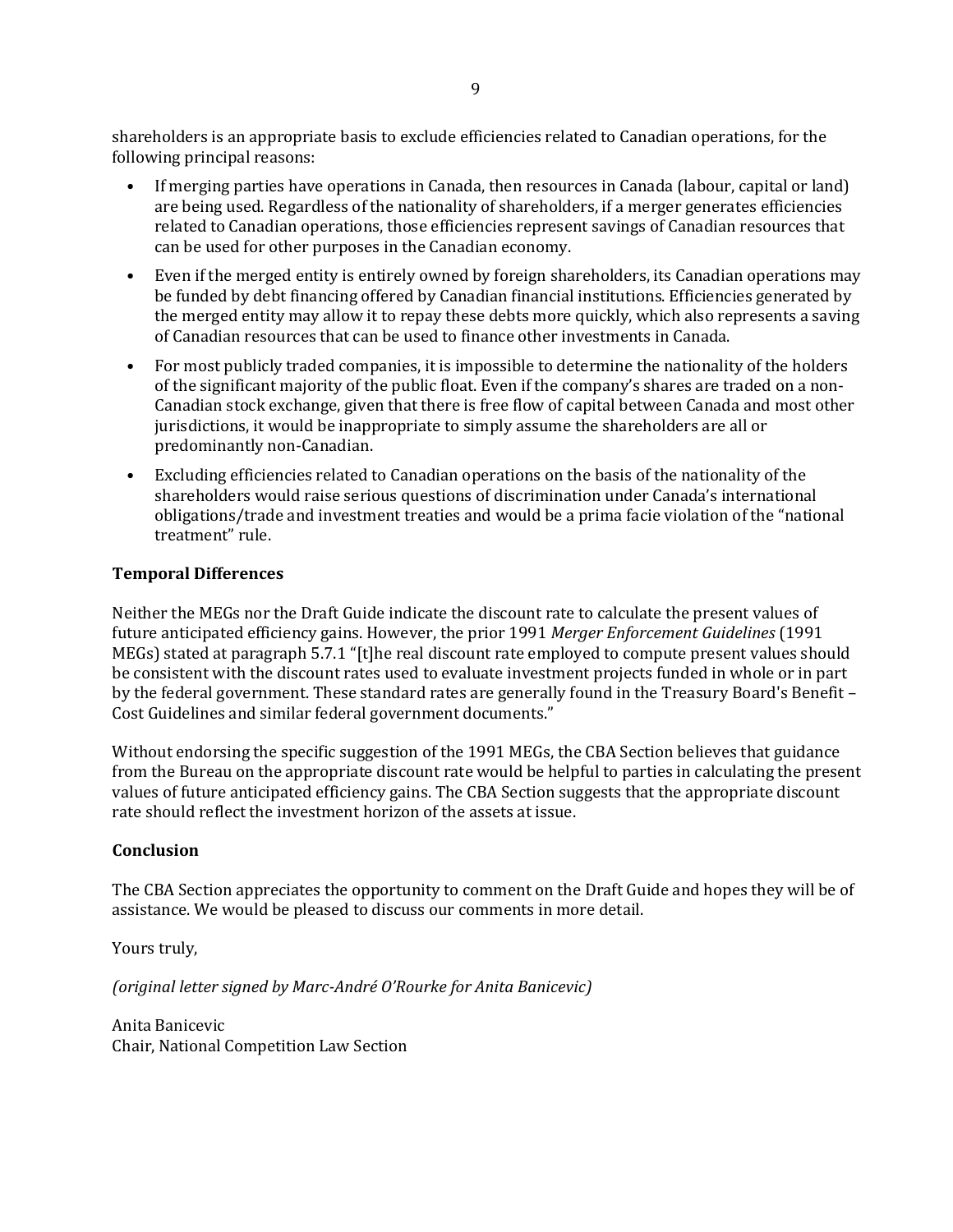shareholders is an appropriate basis to exclude efficiencies related to Canadian operations, for the following principal reasons:

- If merging parties have operations in Canada, then resources in Canada (labour, capital or land) are being used. Regardless of the nationality of shareholders, if a merger generates efficiencies related to Canadian operations, those efficiencies represent savings of Canadian resources that can be used for other purposes in the Canadian economy.
- Even if the merged entity is entirely owned by foreign shareholders, its Canadian operations may be funded by debt financing offered by Canadian financial institutions. Efficiencies generated by the merged entity may allow it to repay these debts more quickly, which also represents a saving of Canadian resources that can be used to finance other investments in Canada.
- For most publicly traded companies, it is impossible to determine the nationality of the holders of the significant majority of the public float. Even if the company's shares are traded on a non-Canadian stock exchange, given that there is free flow of capital between Canada and most other jurisdictions, it would be inappropriate to simply assume the shareholders are all or predominantly non-Canadian.
- Excluding efficiencies related to Canadian operations on the basis of the nationality of the shareholders would raise serious questions of discrimination under Canada's international obligations/trade and investment treaties and would be a prima facie violation of the "national treatment" rule.

**Temporal Differences**

Neither the MEGs nor the Draft Guide indicate the discount rate to calculate the present values of future anticipated efficiency gains. However, the prior 1991 *Merger Enforcement Guidelines* (1991 MEGs) stated at paragraph 5.7.1 "[t]he real discount rate employed to compute present values should be consistent with the discount rates used to evaluate investment projects funded in whole or in part by the federal government. These standard rates are generally found in the Treasury Board's Benefit – Cost Guidelines and similar federal government documents."

Without endorsing the specific suggestion of the 1991 MEGs, the CBA Section believes that guidance from the Bureau on the appropriate discount rate would be helpful to parties in calculating the present values of future anticipated efficiency gains. The CBA Section suggests that the appropriate discount rate should reflect the investment horizon of the assets at issue.

**Conclusion**

The CBA Section appreciates the opportunity to comment on the Draft Guide and hopes they will be of assistance. We would be pleased to discuss our comments in more detail.

Yours truly,

*(original letter signed by Marc-André O'Rourke for Anita Banicevic)*

Anita Banicevic
Chair, National Competition Law Section